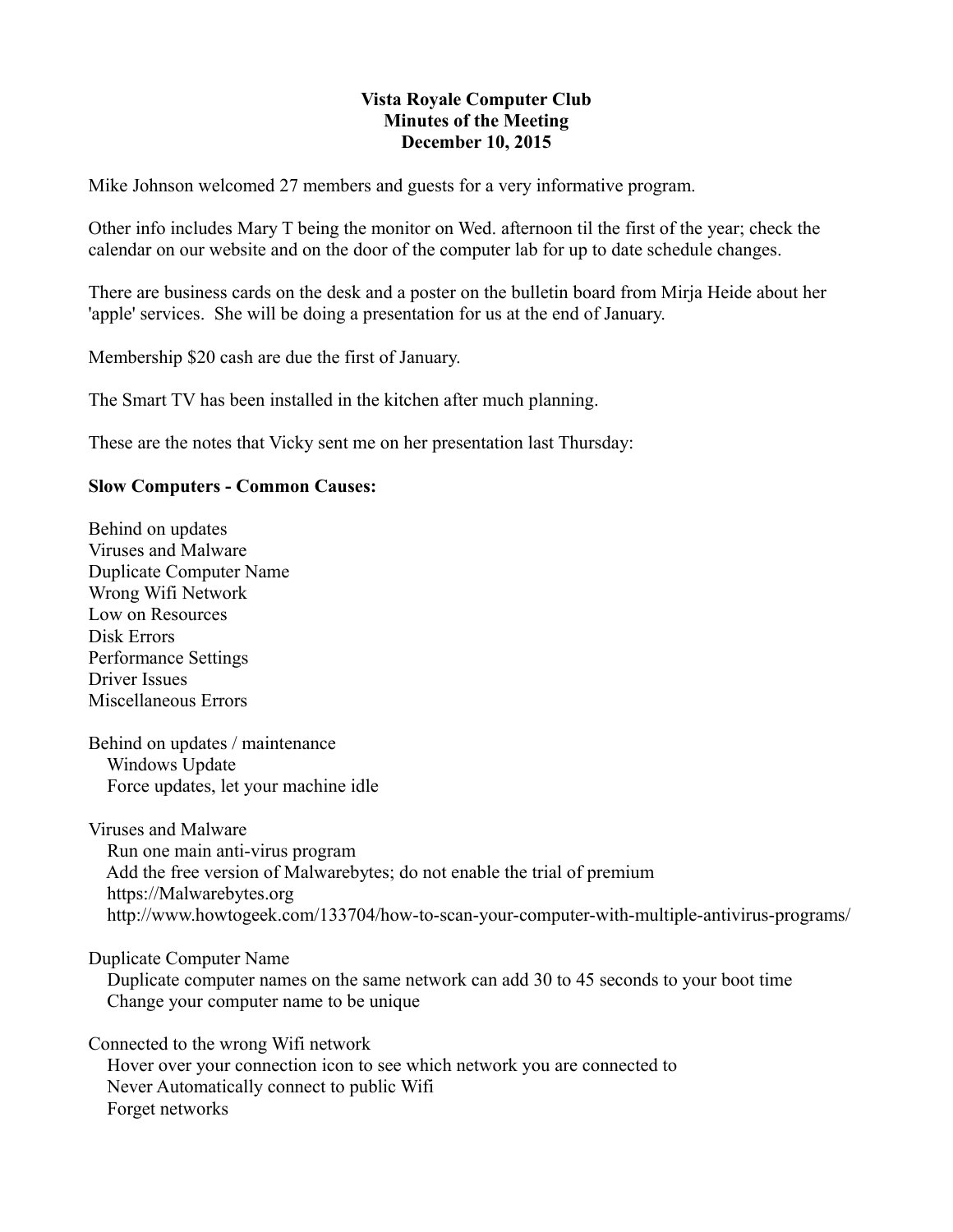**Vista Royale Computer Club**
**Minutes of the Meeting**
**December 10, 2015**

Mike Johnson welcomed 27 members and guests for a very informative program.

Other info includes Mary T being the monitor on Wed. afternoon til the first of the year; check the calendar on our website and on the door of the computer lab for up to date schedule changes.

There are business cards on the desk and a poster on the bulletin board from Mirja Heide about her 'apple' services. She will be doing a presentation for us at the end of January.

Membership $20 cash are due the first of January.

The Smart TV has been installed in the kitchen after much planning.

These are the notes that Vicky sent me on her presentation last Thursday:

**Slow Computers - Common Causes:**

Behind on updates
Viruses and Malware
Duplicate Computer Name
Wrong Wifi Network
Low on Resources
Disk Errors
Performance Settings
Driver Issues
Miscellaneous Errors

Behind on updates / maintenance
- Windows Update
- Force updates, let your machine idle

Viruses and Malware
- Run one main anti-virus program
- Add the free version of Malwarebytes; do not enable the trial of premium
- https://Malwarebytes.org
- http://www.howtogeek.com/133704/how-to-scan-your-computer-with-multiple-antivirus-programs/

Duplicate Computer Name
- Duplicate computer names on the same network can add 30 to 45 seconds to your boot time
- Change your computer name to be unique

Connected to the wrong Wifi network
- Hover over your connection icon to see which network you are connected to
- Never Automatically connect to public Wifi
- Forget networks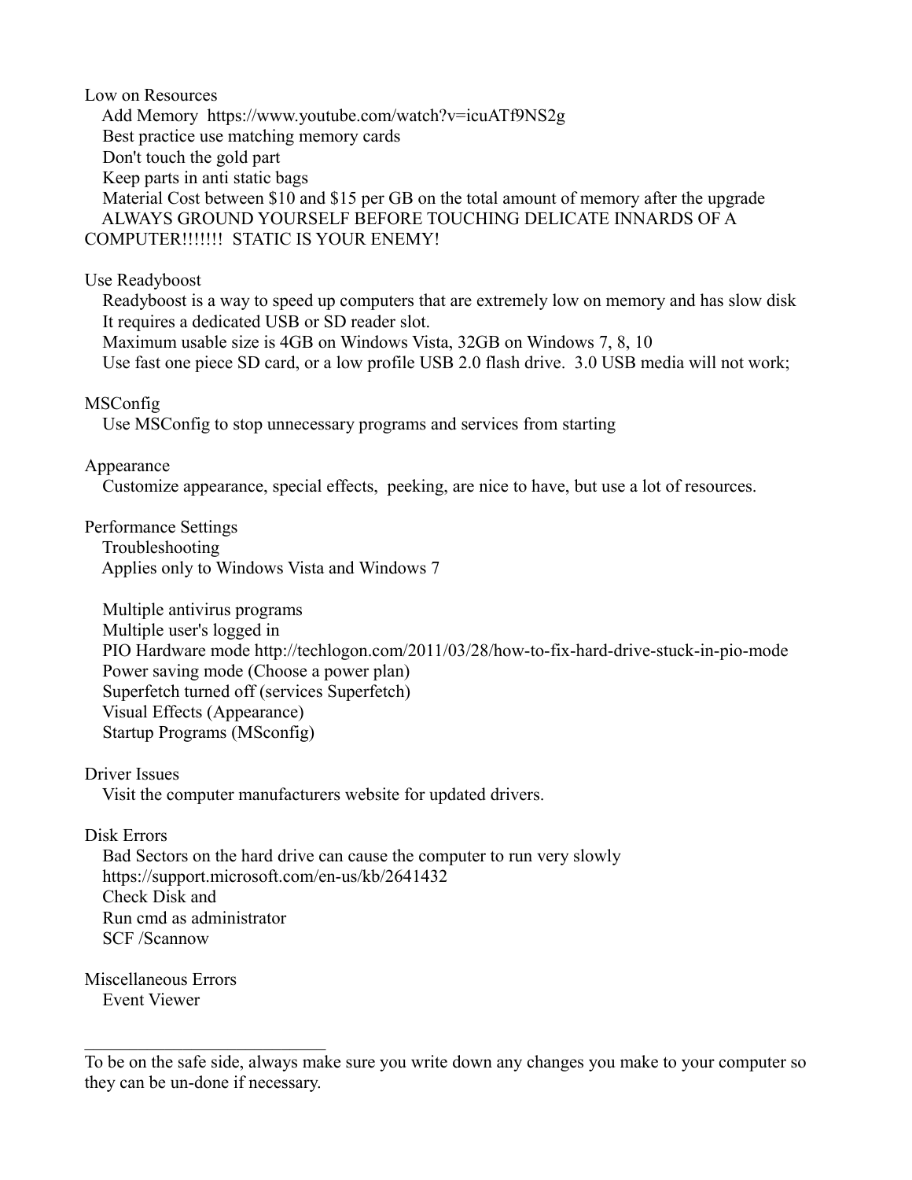Low on Resources

- Add Memory https://www.youtube.com/watch?v=icuATf9NS2g
- Best practice use matching memory cards
- Don't touch the gold part
- Keep parts in anti static bags
- Material Cost between $10 and $15 per GB on the total amount of memory after the upgrade
- ALWAYS GROUND YOURSELF BEFORE TOUCHING DELICATE INNARDS OF A COMPUTER!!!!!!! STATIC IS YOUR ENEMY!

Use Readyboost

- Readyboost is a way to speed up computers that are extremely low on memory and has slow disk
- It requires a dedicated USB or SD reader slot.
- Maximum usable size is 4GB on Windows Vista, 32GB on Windows 7, 8, 10
- Use fast one piece SD card, or a low profile USB 2.0 flash drive. 3.0 USB media will not work;

MSConfig

- Use MSConfig to stop unnecessary programs and services from starting

Appearance

- Customize appearance, special effects, peeking, are nice to have, but use a lot of resources.

Performance Settings

- Troubleshooting
- Applies only to Windows Vista and Windows 7

- Multiple antivirus programs
- Multiple user's logged in
- PIO Hardware mode http://techlogon.com/2011/03/28/how-to-fix-hard-drive-stuck-in-pio-mode
- Power saving mode (Choose a power plan)
- Superfetch turned off (services Superfetch)
- Visual Effects (Appearance)
- Startup Programs (MSconfig)

Driver Issues

- Visit the computer manufacturers website for updated drivers.

Disk Errors

- Bad Sectors on the hard drive can cause the computer to run very slowly
- https://support.microsoft.com/en-us/kb/2641432
- Check Disk and
- Run cmd as administrator
- SCF /Scannow

Miscellaneous Errors

- Event Viewer

---

To be on the safe side, always make sure you write down any changes you make to your computer so they can be un-done if necessary.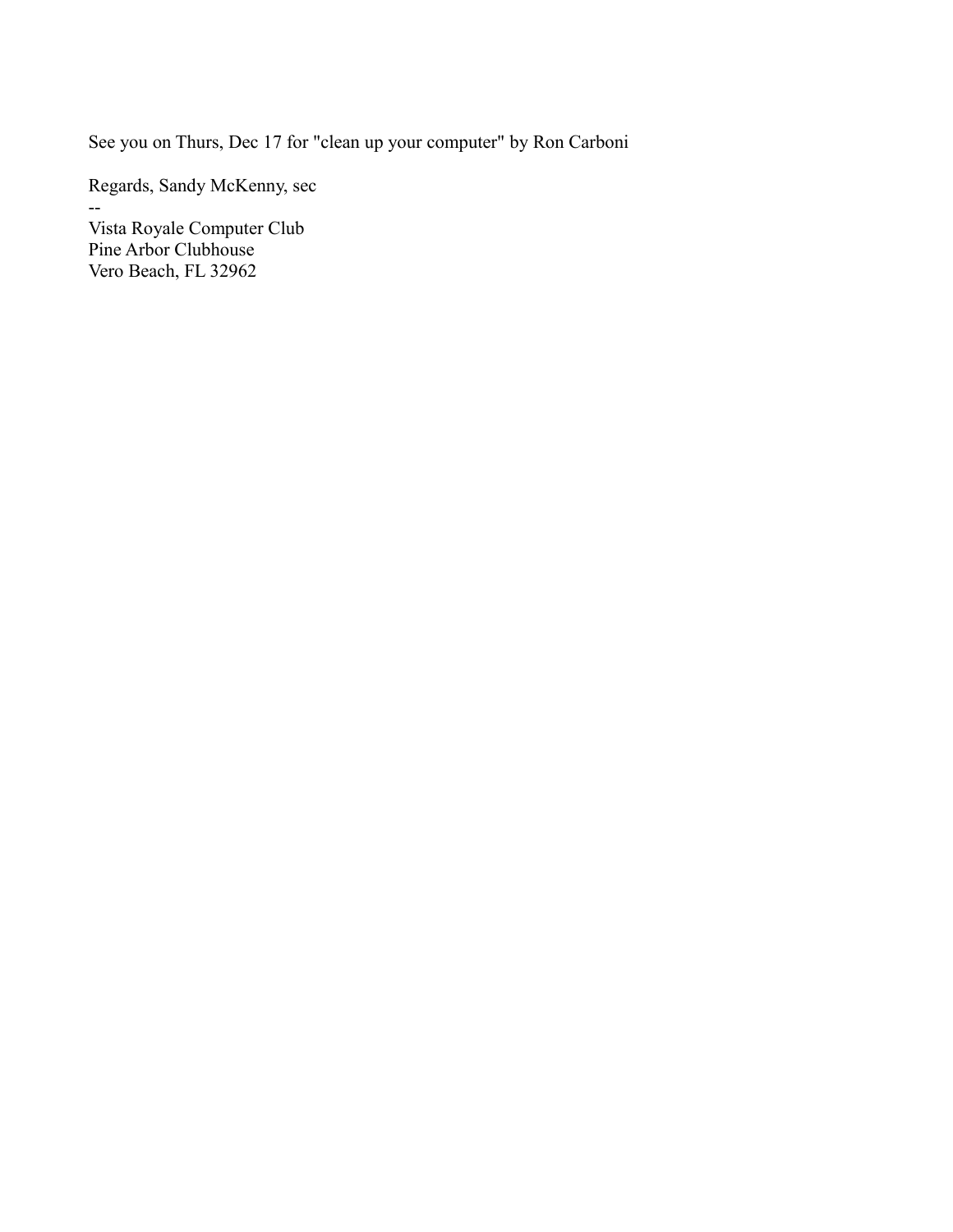See you on Thurs, Dec 17 for "clean up your computer" by Ron Carboni

Regards, Sandy McKenny, sec

--

Vista Royale Computer Club
Pine Arbor Clubhouse
Vero Beach, FL 32962